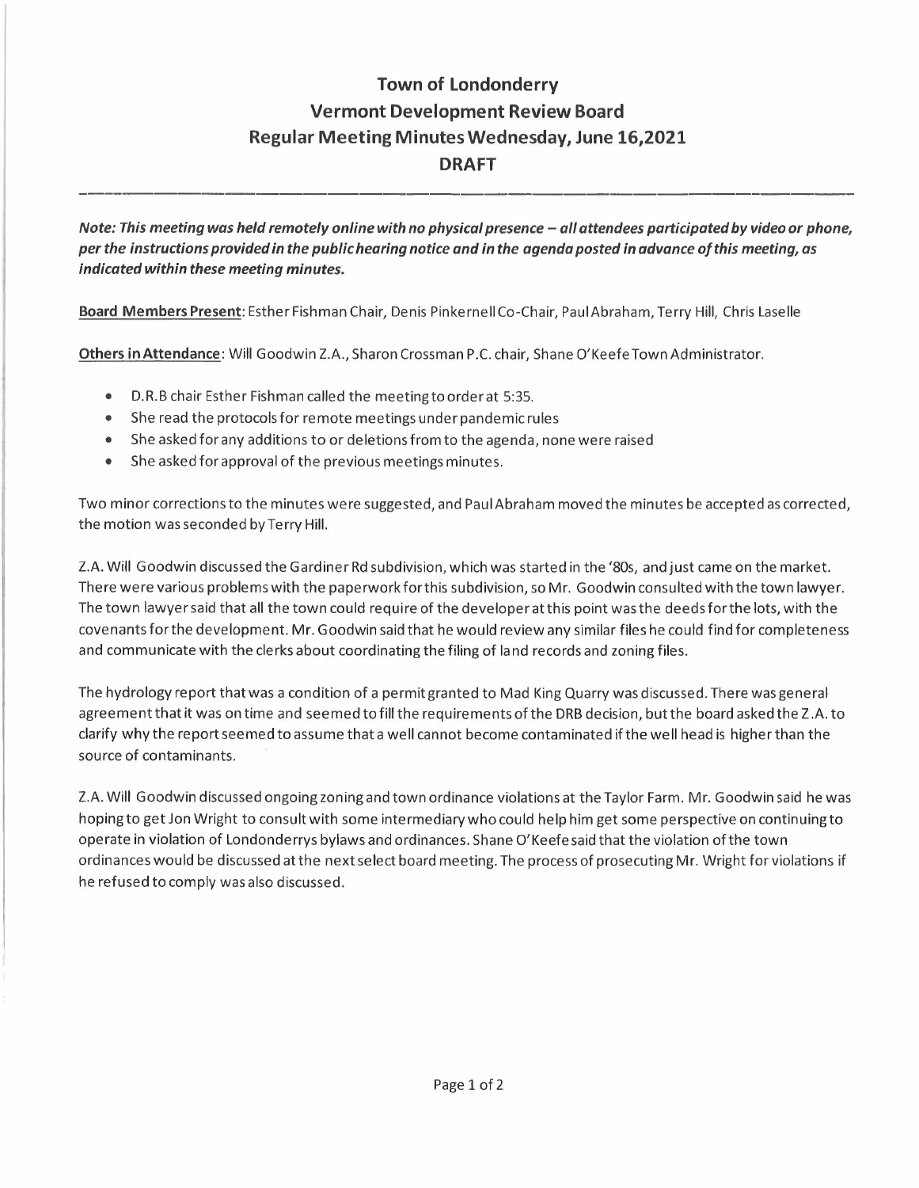# Town of Londonderry
# Vermont Development Review Board
# Regular Meeting Minutes Wednesday, June 16,2021
# DRAFT

---

***Note: This meeting was held remotely online with no physical presence – all attendees participated by video or phone, per the instructions provided in the public hearing notice and in the agenda posted in advance of this meeting, as indicated within these meeting minutes.***

**Board Members Present**: Esther Fishman Chair, Denis Pinkernell Co-Chair, Paul Abraham, Terry Hill, Chris Laselle

**Others in Attendance**: Will Goodwin Z.A., Sharon Crossman P.C. chair, Shane O'Keefe Town Administrator.

- D.R.B chair Esther Fishman called the meeting to order at 5:35.
- She read the protocols for remote meetings under pandemic rules
- She asked for any additions to or deletions from to the agenda, none were raised
- She asked for approval of the previous meetings minutes.

Two minor corrections to the minutes were suggested, and Paul Abraham moved the minutes be accepted as corrected, the motion was seconded by Terry Hill.

Z.A. Will Goodwin discussed the Gardiner Rd subdivision, which was started in the '80s, and just came on the market. There were various problems with the paperwork for this subdivision, so Mr. Goodwin consulted with the town lawyer. The town lawyer said that all the town could require of the developer at this point was the deeds for the lots, with the covenants for the development. Mr. Goodwin said that he would review any similar files he could find for completeness and communicate with the clerks about coordinating the filing of land records and zoning files.

The hydrology report that was a condition of a permit granted to Mad King Quarry was discussed. There was general agreement that it was on time and seemed to fill the requirements of the DRB decision, but the board asked the Z.A. to clarify why the report seemed to assume that a well cannot become contaminated if the well head is higher than the source of contaminants.

Z.A. Will Goodwin discussed ongoing zoning and town ordinance violations at the Taylor Farm. Mr. Goodwin said he was hoping to get Jon Wright to consult with some intermediary who could help him get some perspective on continuing to operate in violation of Londonderrys bylaws and ordinances. Shane O'Keefe said that the violation of the town ordinances would be discussed at the next select board meeting. The process of prosecuting Mr. Wright for violations if he refused to comply was also discussed.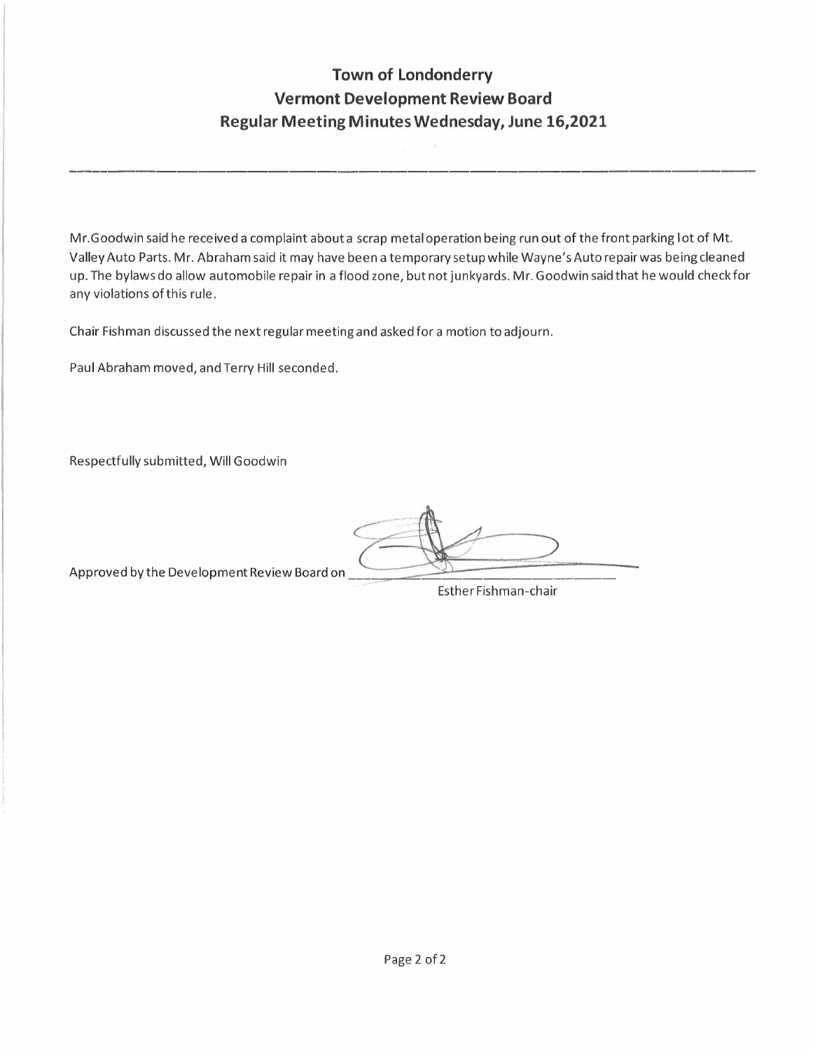# Town of Londonderry
## Vermont Development Review Board
## Regular Meeting Minutes Wednesday, June 16,2021

---

Mr.Goodwin said he received a complaint about a scrap metal operation being run out of the front parking lot of Mt. Valley Auto Parts. Mr. Abraham said it may have been a temporary setup while Wayne's Auto repair was being cleaned up. The bylaws do allow automobile repair in a flood zone, but not junkyards. Mr. Goodwin said that he would check for any violations of this rule.

Chair Fishman discussed the next regular meeting and asked for a motion to adjourn.

Paul Abraham moved, and Terry Hill seconded.

Respectfully submitted, Will Goodwin

Approved by the Development Review Board on ______________________

Esther Fishman-chair